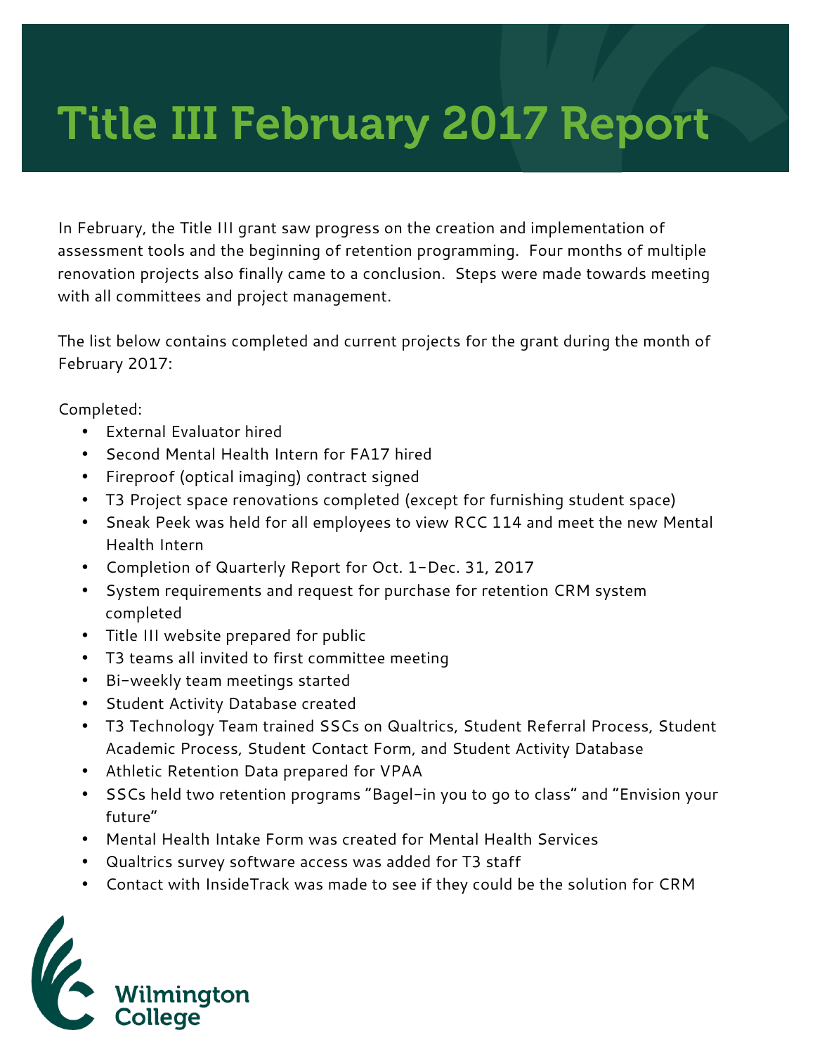# Title III February 2017 Report

In February, the Title III grant saw progress on the creation and implementation of assessment tools and the beginning of retention programming. Four months of multiple renovation projects also finally came to a conclusion. Steps were made towards meeting with all committees and project management.

The list below contains completed and current projects for the grant during the month of February 2017:

Completed:

- External Evaluator hired
- Second Mental Health Intern for FA17 hired
- Fireproof (optical imaging) contract signed
- T3 Project space renovations completed (except for furnishing student space)
- Sneak Peek was held for all employees to view RCC 114 and meet the new Mental Health Intern
- Completion of Quarterly Report for Oct. 1-Dec. 31, 2017
- System requirements and request for purchase for retention CRM system completed
- Title III website prepared for public
- T3 teams all invited to first committee meeting
- Bi-weekly team meetings started
- Student Activity Database created
- T3 Technology Team trained SSCs on Qualtrics, Student Referral Process, Student Academic Process, Student Contact Form, and Student Activity Database
- Athletic Retention Data prepared for VPAA
- SSCs held two retention programs "Bagel-in you to go to class" and "Envision your future"
- Mental Health Intake Form was created for Mental Health Services
- Qualtrics survey software access was added for T3 staff
- Contact with InsideTrack was made to see if they could be the solution for CRM

Wilmington College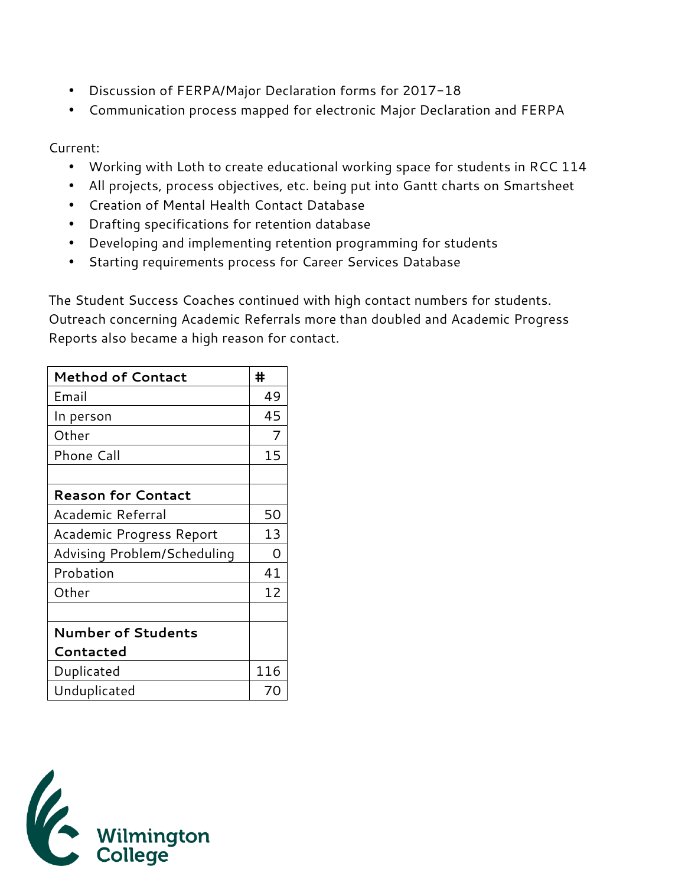- Discussion of FERPA/Major Declaration forms for 2017-18
- Communication process mapped for electronic Major Declaration and FERPA

Current:

- Working with Loth to create educational working space for students in RCC 114
- All projects, process objectives, etc. being put into Gantt charts on Smartsheet
- Creation of Mental Health Contact Database
- Drafting specifications for retention database
- Developing and implementing retention programming for students
- Starting requirements process for Career Services Database

The Student Success Coaches continued with high contact numbers for students. Outreach concerning Academic Referrals more than doubled and Academic Progress Reports also became a high reason for contact.

| **Method of Contact** | **#** |
|---|---|
| Email | 49 |
| In person | 45 |
| Other | 7 |
| Phone Call | 15 |
| | |
| **Reason for Contact** | |
| Academic Referral | 50 |
| Academic Progress Report | 13 |
| Advising Problem/Scheduling | 0 |
| Probation | 41 |
| Other | 12 |
| | |
| **Number of Students Contacted** | |
| Duplicated | 116 |
| Unduplicated | 70 |

Wilmington College